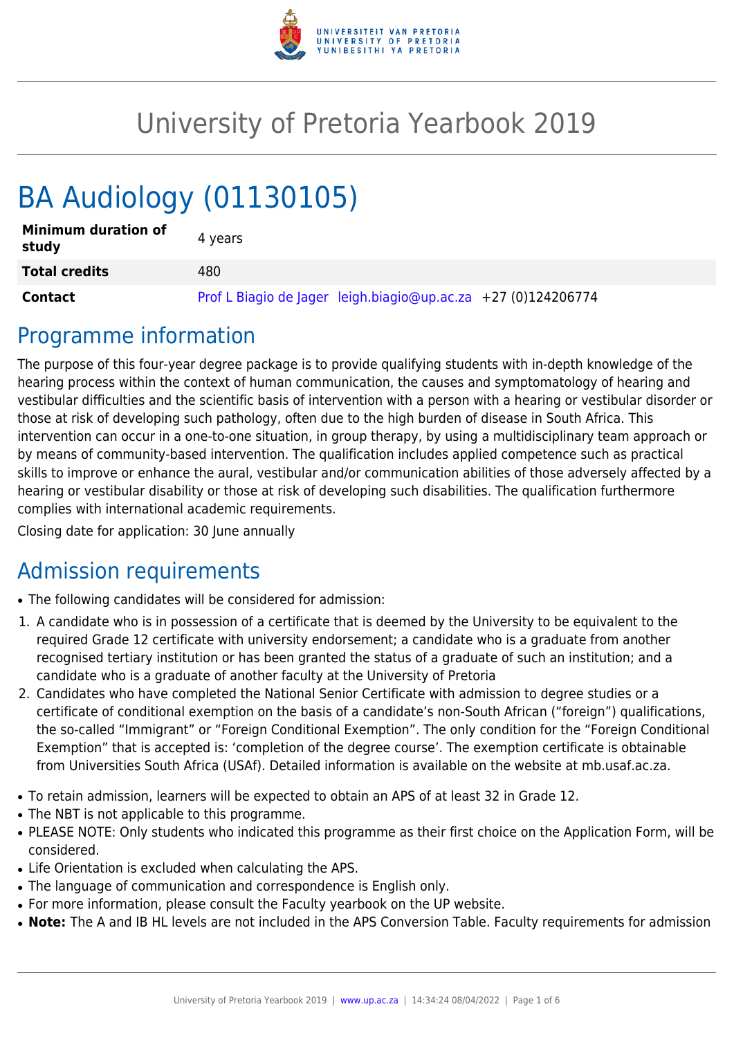# University of Pretoria Yearbook 2019

# BA Audiology (01130105)

| | |
|---|---|
| **Minimum duration of study** | 4 years |
| **Total credits** | 480 |
| **Contact** | Prof L Biagio de Jager leigh.biagio@up.ac.za +27 (0)124206774 |

## Programme information

The purpose of this four-year degree package is to provide qualifying students with in-depth knowledge of the hearing process within the context of human communication, the causes and symptomatology of hearing and vestibular difficulties and the scientific basis of intervention with a person with a hearing or vestibular disorder or those at risk of developing such pathology, often due to the high burden of disease in South Africa. This intervention can occur in a one-to-one situation, in group therapy, by using a multidisciplinary team approach or by means of community-based intervention. The qualification includes applied competence such as practical skills to improve or enhance the aural, vestibular and/or communication abilities of those adversely affected by a hearing or vestibular disability or those at risk of developing such disabilities. The qualification furthermore complies with international academic requirements.

Closing date for application: 30 June annually

## Admission requirements

- The following candidates will be considered for admission:

1. A candidate who is in possession of a certificate that is deemed by the University to be equivalent to the required Grade 12 certificate with university endorsement; a candidate who is a graduate from another recognised tertiary institution or has been granted the status of a graduate of such an institution; and a candidate who is a graduate of another faculty at the University of Pretoria
2. Candidates who have completed the National Senior Certificate with admission to degree studies or a certificate of conditional exemption on the basis of a candidate's non-South African ("foreign") qualifications, the so-called "Immigrant" or "Foreign Conditional Exemption". The only condition for the "Foreign Conditional Exemption" that is accepted is: 'completion of the degree course'. The exemption certificate is obtainable from Universities South Africa (USAf). Detailed information is available on the website at mb.usaf.ac.za.

- To retain admission, learners will be expected to obtain an APS of at least 32 in Grade 12.
- The NBT is not applicable to this programme.
- PLEASE NOTE: Only students who indicated this programme as their first choice on the Application Form, will be considered.
- Life Orientation is excluded when calculating the APS.
- The language of communication and correspondence is English only.
- For more information, please consult the Faculty yearbook on the UP website.
- **Note:** The A and IB HL levels are not included in the APS Conversion Table. Faculty requirements for admission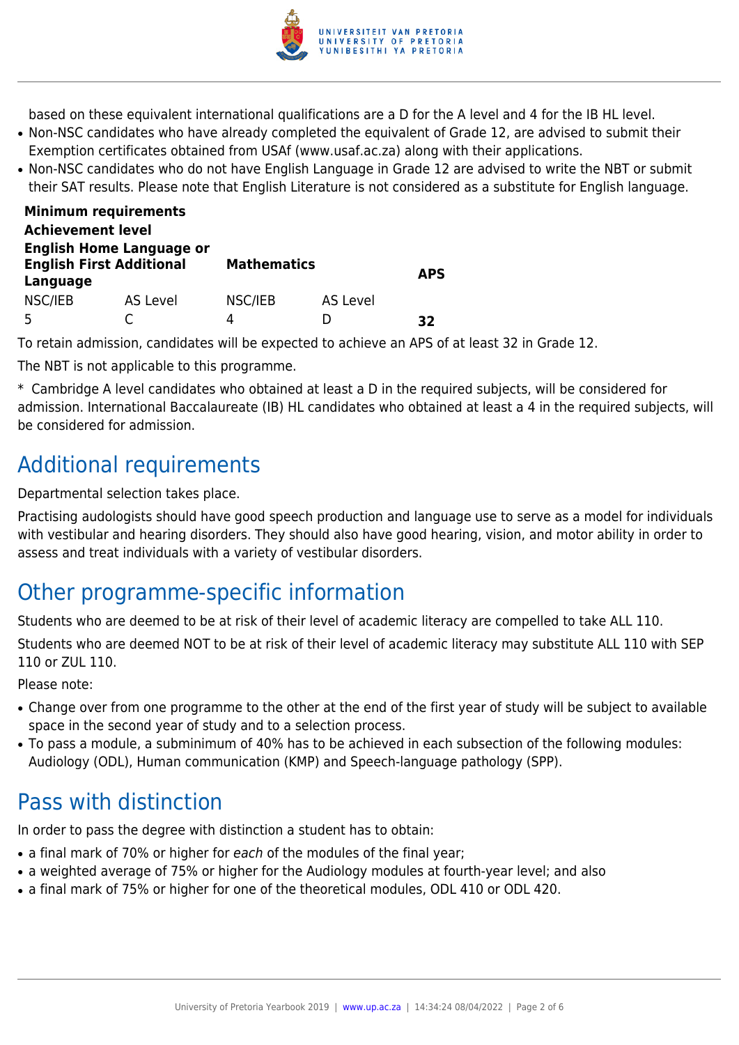based on these equivalent international qualifications are a D for the A level and 4 for the IB HL level.

- Non-NSC candidates who have already completed the equivalent of Grade 12, are advised to submit their Exemption certificates obtained from USAf (www.usaf.ac.za) along with their applications.
- Non-NSC candidates who do not have English Language in Grade 12 are advised to write the NBT or submit their SAT results. Please note that English Literature is not considered as a substitute for English language.

| **Minimum requirements** | | | | |
|---|---|---|---|---|
| **Achievement level** | | | | |
| **English Home Language or English First Additional Language** | | **Mathematics** | | **APS** |
| NSC/IEB | AS Level | NSC/IEB | AS Level | |
| 5 | C | 4 | D | **32** |

To retain admission, candidates will be expected to achieve an APS of at least 32 in Grade 12.

The NBT is not applicable to this programme.

* Cambridge A level candidates who obtained at least a D in the required subjects, will be considered for admission. International Baccalaureate (IB) HL candidates who obtained at least a 4 in the required subjects, will be considered for admission.

## Additional requirements

Departmental selection takes place.

Practising audiologists should have good speech production and language use to serve as a model for individuals with vestibular and hearing disorders. They should also have good hearing, vision, and motor ability in order to assess and treat individuals with a variety of vestibular disorders.

## Other programme-specific information

Students who are deemed to be at risk of their level of academic literacy are compelled to take ALL 110.

Students who are deemed NOT to be at risk of their level of academic literacy may substitute ALL 110 with SEP 110 or ZUL 110.

Please note:

- Change over from one programme to the other at the end of the first year of study will be subject to available space in the second year of study and to a selection process.
- To pass a module, a subminimum of 40% has to be achieved in each subsection of the following modules: Audiology (ODL), Human communication (KMP) and Speech-language pathology (SPP).

## Pass with distinction

In order to pass the degree with distinction a student has to obtain:

- a final mark of 70% or higher for *each* of the modules of the final year;
- a weighted average of 75% or higher for the Audiology modules at fourth-year level; and also
- a final mark of 75% or higher for one of the theoretical modules, ODL 410 or ODL 420.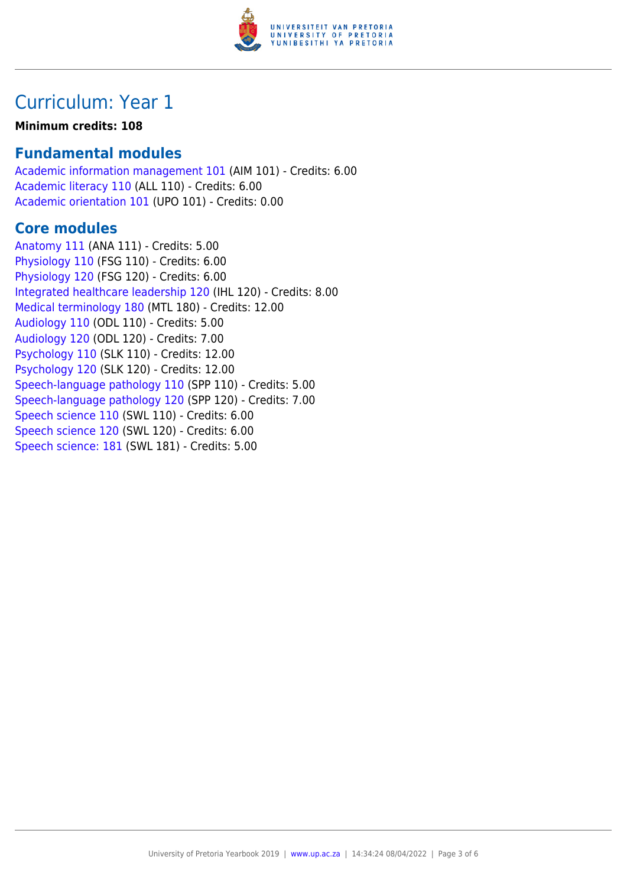# Curriculum: Year 1

**Minimum credits: 108**

## Fundamental modules

Academic information management 101 (AIM 101) - Credits: 6.00
Academic literacy 110 (ALL 110) - Credits: 6.00
Academic orientation 101 (UPO 101) - Credits: 0.00

## Core modules

Anatomy 111 (ANA 111) - Credits: 5.00
Physiology 110 (FSG 110) - Credits: 6.00
Physiology 120 (FSG 120) - Credits: 6.00
Integrated healthcare leadership 120 (IHL 120) - Credits: 8.00
Medical terminology 180 (MTL 180) - Credits: 12.00
Audiology 110 (ODL 110) - Credits: 5.00
Audiology 120 (ODL 120) - Credits: 7.00
Psychology 110 (SLK 110) - Credits: 12.00
Psychology 120 (SLK 120) - Credits: 12.00
Speech-language pathology 110 (SPP 110) - Credits: 5.00
Speech-language pathology 120 (SPP 120) - Credits: 7.00
Speech science 110 (SWL 110) - Credits: 6.00
Speech science 120 (SWL 120) - Credits: 6.00
Speech science: 181 (SWL 181) - Credits: 5.00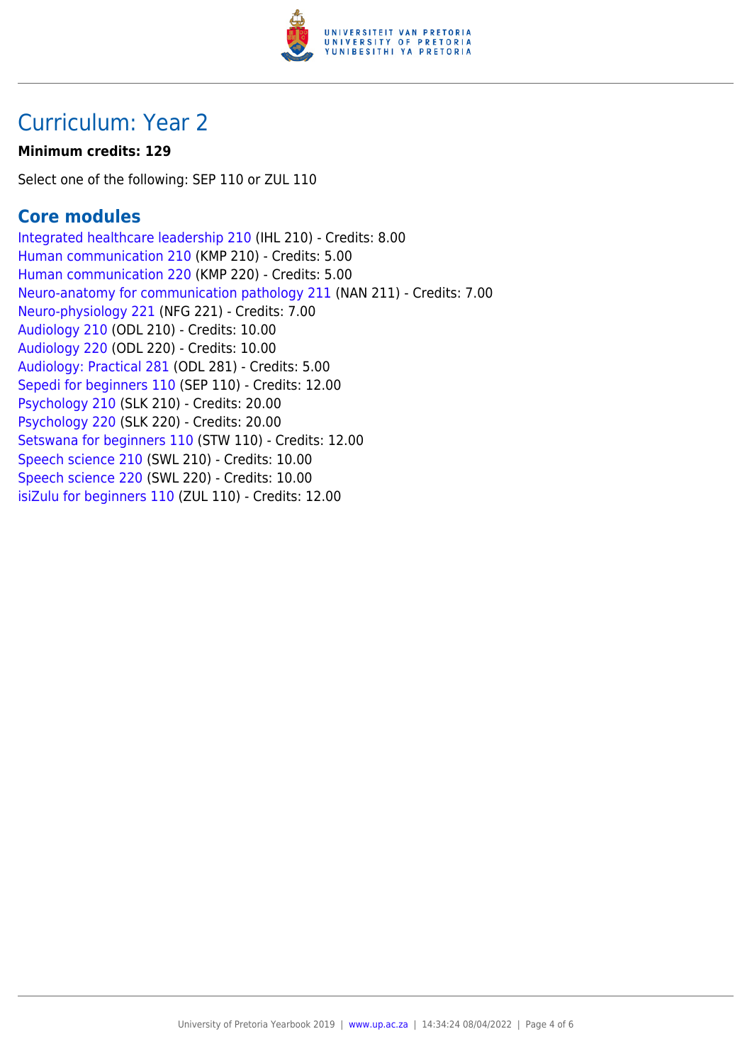# Curriculum: Year 2

**Minimum credits: 129**

Select one of the following: SEP 110 or ZUL 110

## Core modules

Integrated healthcare leadership 210 (IHL 210) - Credits: 8.00
Human communication 210 (KMP 210) - Credits: 5.00
Human communication 220 (KMP 220) - Credits: 5.00
Neuro-anatomy for communication pathology 211 (NAN 211) - Credits: 7.00
Neuro-physiology 221 (NFG 221) - Credits: 7.00
Audiology 210 (ODL 210) - Credits: 10.00
Audiology 220 (ODL 220) - Credits: 10.00
Audiology: Practical 281 (ODL 281) - Credits: 5.00
Sepedi for beginners 110 (SEP 110) - Credits: 12.00
Psychology 210 (SLK 210) - Credits: 20.00
Psychology 220 (SLK 220) - Credits: 20.00
Setswana for beginners 110 (STW 110) - Credits: 12.00
Speech science 210 (SWL 210) - Credits: 10.00
Speech science 220 (SWL 220) - Credits: 10.00
isiZulu for beginners 110 (ZUL 110) - Credits: 12.00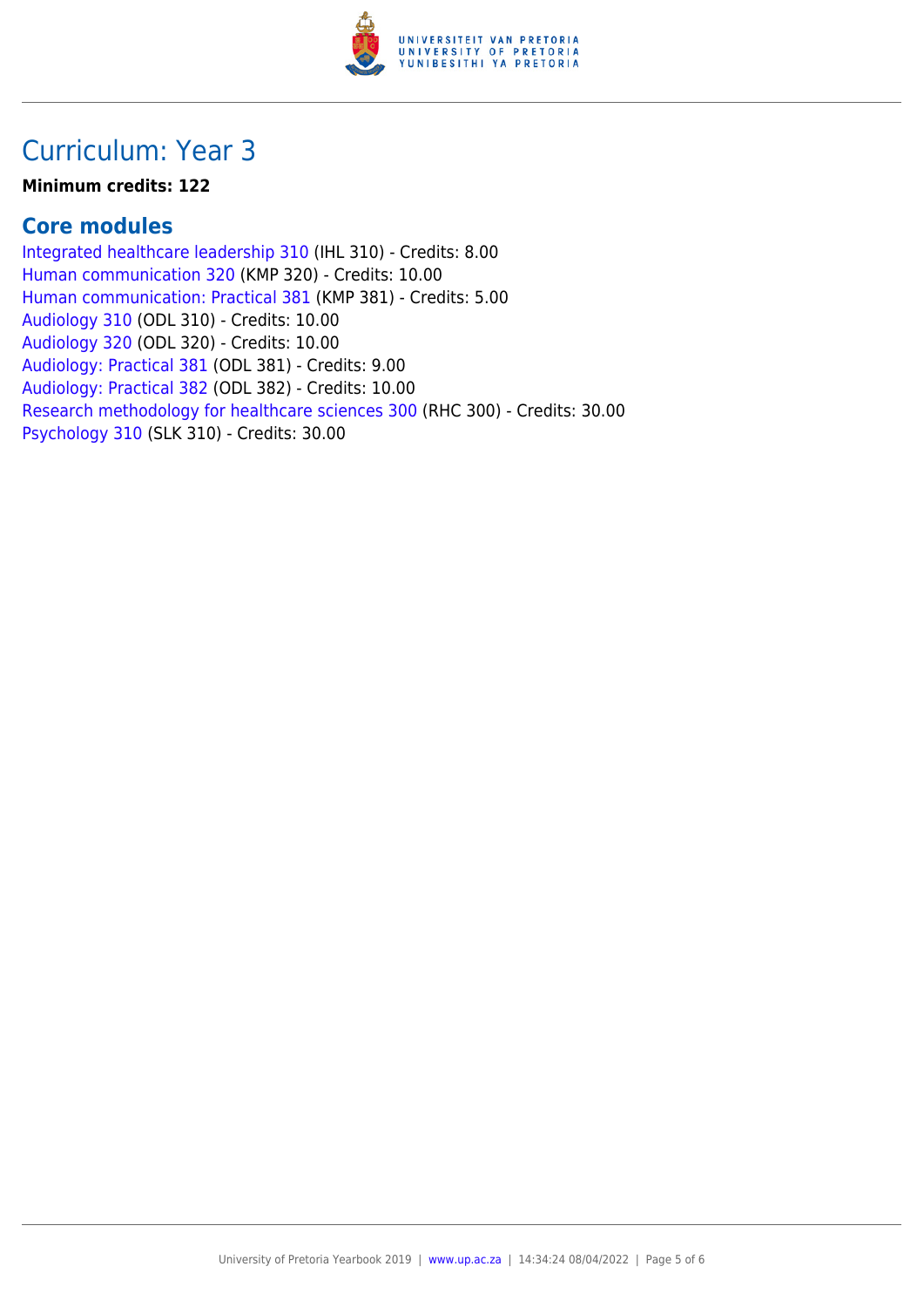# Curriculum: Year 3

**Minimum credits: 122**

## Core modules

Integrated healthcare leadership 310 (IHL 310) - Credits: 8.00
Human communication 320 (KMP 320) - Credits: 10.00
Human communication: Practical 381 (KMP 381) - Credits: 5.00
Audiology 310 (ODL 310) - Credits: 10.00
Audiology 320 (ODL 320) - Credits: 10.00
Audiology: Practical 381 (ODL 381) - Credits: 9.00
Audiology: Practical 382 (ODL 382) - Credits: 10.00
Research methodology for healthcare sciences 300 (RHC 300) - Credits: 30.00
Psychology 310 (SLK 310) - Credits: 30.00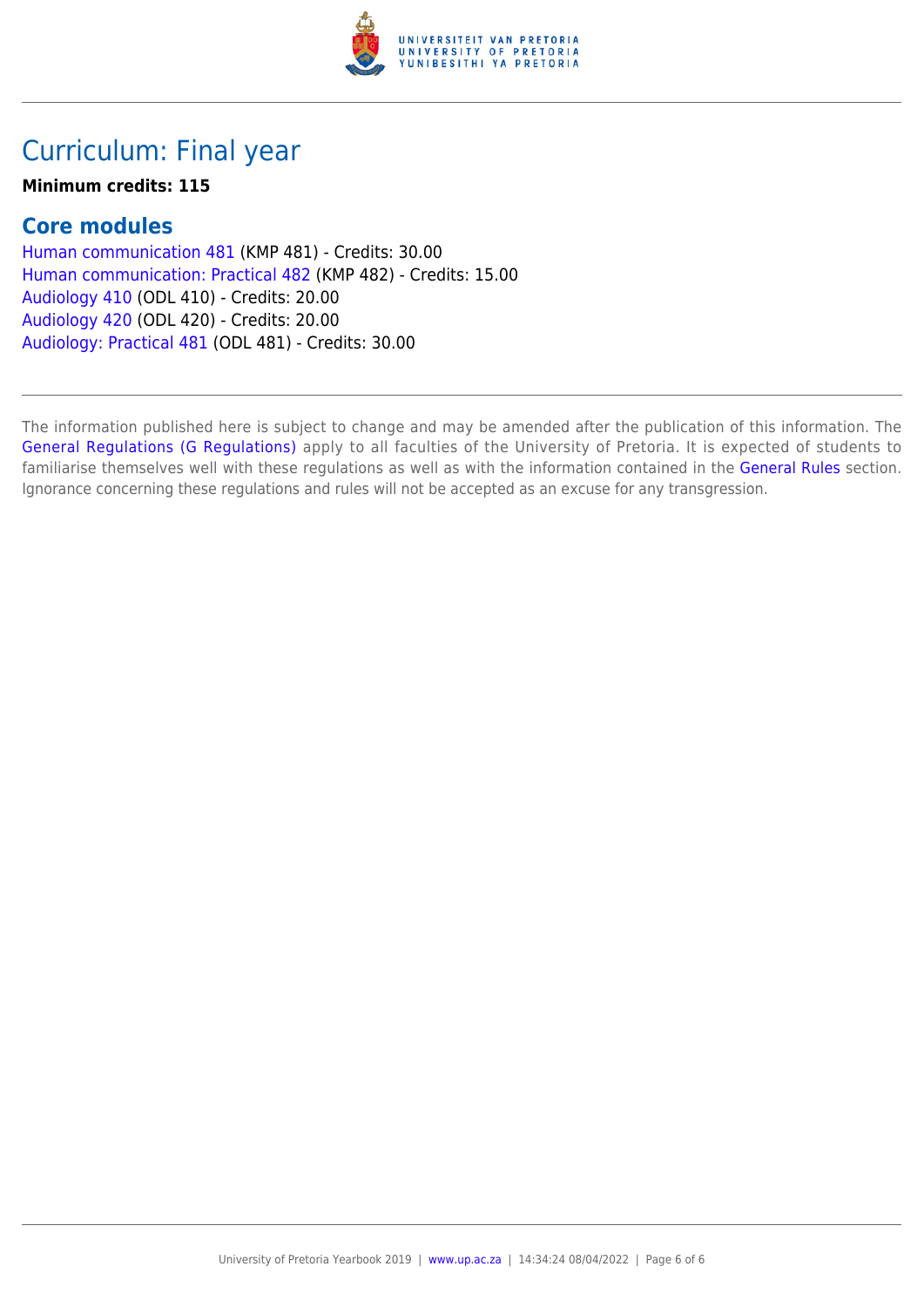## Curriculum: Final year

**Minimum credits: 115**

### Core modules

Human communication 481 (KMP 481) - Credits: 30.00
Human communication: Practical 482 (KMP 482) - Credits: 15.00
Audiology 410 (ODL 410) - Credits: 20.00
Audiology 420 (ODL 420) - Credits: 20.00
Audiology: Practical 481 (ODL 481) - Credits: 30.00

---

The information published here is subject to change and may be amended after the publication of this information. The General Regulations (G Regulations) apply to all faculties of the University of Pretoria. It is expected of students to familiarise themselves well with these regulations as well as with the information contained in the General Rules section. Ignorance concerning these regulations and rules will not be accepted as an excuse for any transgression.